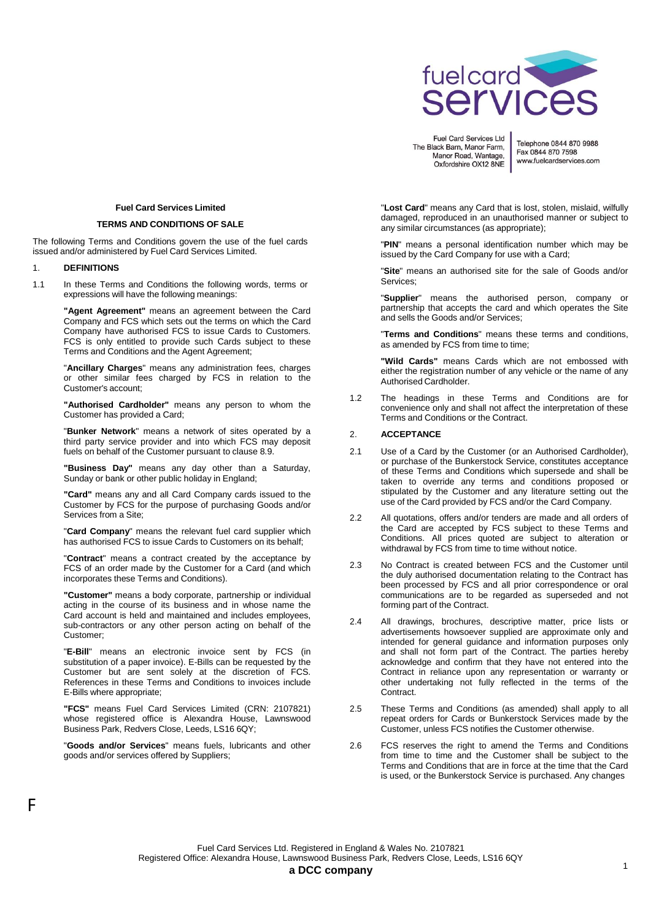Fuel Card Services Ltd
The Black Barn, Manor Farm,
Manor Road, Wantage,
Oxfordshire OX12 8NE

Telephone 0844 870 9988
Fax 0844 870 7598
www.fuelcardservices.com

**Fuel Card Services Limited**

**TERMS AND CONDITIONS OF SALE**

The following Terms and Conditions govern the use of the fuel cards issued and/or administered by Fuel Card Services Limited.

1. **DEFINITIONS**

1.1 In these Terms and Conditions the following words, terms or expressions will have the following meanings:

**"Agent Agreement"** means an agreement between the Card Company and FCS which sets out the terms on which the Card Company have authorised FCS to issue Cards to Customers. FCS is only entitled to provide such Cards subject to these Terms and Conditions and the Agent Agreement;

"**Ancillary Charges**" means any administration fees, charges or other similar fees charged by FCS in relation to the Customer's account;

**"Authorised Cardholder"** means any person to whom the Customer has provided a Card;

"**Bunker Network**" means a network of sites operated by a third party service provider and into which FCS may deposit fuels on behalf of the Customer pursuant to clause 8.9.

**"Business Day"** means any day other than a Saturday, Sunday or bank or other public holiday in England;

**"Card"** means any and all Card Company cards issued to the Customer by FCS for the purpose of purchasing Goods and/or Services from a Site;

"**Card Company**" means the relevant fuel card supplier which has authorised FCS to issue Cards to Customers on its behalf;

"**Contract**" means a contract created by the acceptance by FCS of an order made by the Customer for a Card (and which incorporates these Terms and Conditions).

**"Customer"** means a body corporate, partnership or individual acting in the course of its business and in whose name the Card account is held and maintained and includes employees, sub-contractors or any other person acting on behalf of the Customer;

"**E-Bill**" means an electronic invoice sent by FCS (in substitution of a paper invoice). E-Bills can be requested by the Customer but are sent solely at the discretion of FCS. References in these Terms and Conditions to invoices include E-Bills where appropriate;

**"FCS"** means Fuel Card Services Limited (CRN: 2107821) whose registered office is Alexandra House, Lawnswood Business Park, Redvers Close, Leeds, LS16 6QY;

"**Goods and/or Services**" means fuels, lubricants and other goods and/or services offered by Suppliers;

"**Lost Card**" means any Card that is lost, stolen, mislaid, wilfully damaged, reproduced in an unauthorised manner or subject to any similar circumstances (as appropriate);

"**PIN**" means a personal identification number which may be issued by the Card Company for use with a Card;

"**Site**" means an authorised site for the sale of Goods and/or Services;

"**Supplier**" means the authorised person, company or partnership that accepts the card and which operates the Site and sells the Goods and/or Services;

"**Terms and Conditions**" means these terms and conditions, as amended by FCS from time to time;

**"Wild Cards"** means Cards which are not embossed with either the registration number of any vehicle or the name of any Authorised Cardholder.

1.2 The headings in these Terms and Conditions are for convenience only and shall not affect the interpretation of these Terms and Conditions or the Contract.

2. **ACCEPTANCE**

2.1 Use of a Card by the Customer (or an Authorised Cardholder), or purchase of the Bunkerstock Service, constitutes acceptance of these Terms and Conditions which supersede and shall be taken to override any terms and conditions proposed or stipulated by the Customer and any literature setting out the use of the Card provided by FCS and/or the Card Company.

2.2 All quotations, offers and/or tenders are made and all orders of the Card are accepted by FCS subject to these Terms and Conditions. All prices quoted are subject to alteration or withdrawal by FCS from time to time without notice.

2.3 No Contract is created between FCS and the Customer until the duly authorised documentation relating to the Contract has been processed by FCS and all prior correspondence or oral communications are to be regarded as superseded and not forming part of the Contract.

2.4 All drawings, brochures, descriptive matter, price lists or advertisements howsoever supplied are approximate only and intended for general guidance and information purposes only and shall not form part of the Contract. The parties hereby acknowledge and confirm that they have not entered into the Contract in reliance upon any representation or warranty or other undertaking not fully reflected in the terms of the Contract.

2.5 These Terms and Conditions (as amended) shall apply to all repeat orders for Cards or Bunkerstock Services made by the Customer, unless FCS notifies the Customer otherwise.

2.6 FCS reserves the right to amend the Terms and Conditions from time to time and the Customer shall be subject to the Terms and Conditions that are in force at the time that the Card is used, or the Bunkerstock Service is purchased. Any changes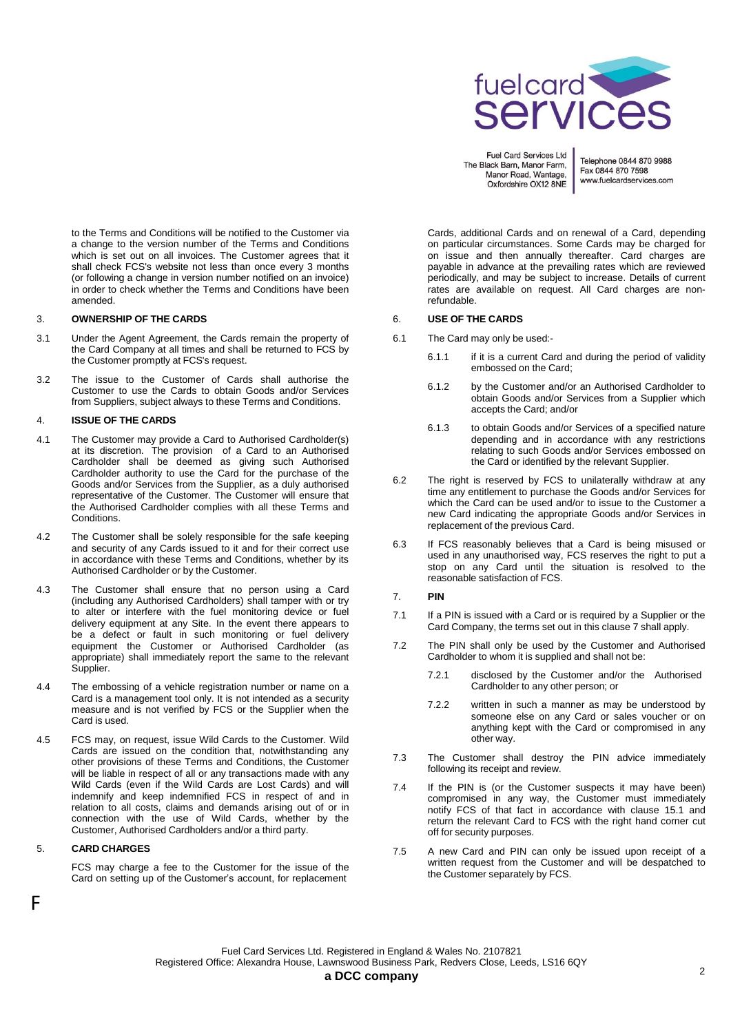to the Terms and Conditions will be notified to the Customer via a change to the version number of the Terms and Conditions which is set out on all invoices. The Customer agrees that it shall check FCS's website not less than once every 3 months (or following a change in version number notified on an invoice) in order to check whether the Terms and Conditions have been amended.

## 3. OWNERSHIP OF THE CARDS

3.1 Under the Agent Agreement, the Cards remain the property of the Card Company at all times and shall be returned to FCS by the Customer promptly at FCS's request.

3.2 The issue to the Customer of Cards shall authorise the Customer to use the Cards to obtain Goods and/or Services from Suppliers, subject always to these Terms and Conditions.

## 4. ISSUE OF THE CARDS

4.1 The Customer may provide a Card to Authorised Cardholder(s) at its discretion. The provision of a Card to an Authorised Cardholder shall be deemed as giving such Authorised Cardholder authority to use the Card for the purchase of the Goods and/or Services from the Supplier, as a duly authorised representative of the Customer. The Customer will ensure that the Authorised Cardholder complies with all these Terms and Conditions.

4.2 The Customer shall be solely responsible for the safe keeping and security of any Cards issued to it and for their correct use in accordance with these Terms and Conditions, whether by its Authorised Cardholder or by the Customer.

4.3 The Customer shall ensure that no person using a Card (including any Authorised Cardholders) shall tamper with or try to alter or interfere with the fuel monitoring device or fuel delivery equipment at any Site. In the event there appears to be a defect or fault in such monitoring or fuel delivery equipment the Customer or Authorised Cardholder (as appropriate) shall immediately report the same to the relevant Supplier.

4.4 The embossing of a vehicle registration number or name on a Card is a management tool only. It is not intended as a security measure and is not verified by FCS or the Supplier when the Card is used.

4.5 FCS may, on request, issue Wild Cards to the Customer. Wild Cards are issued on the condition that, notwithstanding any other provisions of these Terms and Conditions, the Customer will be liable in respect of all or any transactions made with any Wild Cards (even if the Wild Cards are Lost Cards) and will indemnify and keep indemnified FCS in respect of and in relation to all costs, claims and demands arising out of or in connection with the use of Wild Cards, whether by the Customer, Authorised Cardholders and/or a third party.

## 5. CARD CHARGES

FCS may charge a fee to the Customer for the issue of the Card on setting up of the Customer's account, for replacement Cards, additional Cards and on renewal of a Card, depending on particular circumstances. Some Cards may be charged for on issue and then annually thereafter. Card charges are payable in advance at the prevailing rates which are reviewed periodically, and may be subject to increase. Details of current rates are available on request. All Card charges are non-refundable.

## 6. USE OF THE CARDS

6.1 The Card may only be used:-

6.1.1 if it is a current Card and during the period of validity embossed on the Card;

6.1.2 by the Customer and/or an Authorised Cardholder to obtain Goods and/or Services from a Supplier which accepts the Card; and/or

6.1.3 to obtain Goods and/or Services of a specified nature depending and in accordance with any restrictions relating to such Goods and/or Services embossed on the Card or identified by the relevant Supplier.

6.2 The right is reserved by FCS to unilaterally withdraw at any time any entitlement to purchase the Goods and/or Services for which the Card can be used and/or to issue to the Customer a new Card indicating the appropriate Goods and/or Services in replacement of the previous Card.

6.3 If FCS reasonably believes that a Card is being misused or used in any unauthorised way, FCS reserves the right to put a stop on any Card until the situation is resolved to the reasonable satisfaction of FCS.

## 7. PIN

7.1 If a PIN is issued with a Card or is required by a Supplier or the Card Company, the terms set out in this clause 7 shall apply.

7.2 The PIN shall only be used by the Customer and Authorised Cardholder to whom it is supplied and shall not be:

7.2.1 disclosed by the Customer and/or the Authorised Cardholder to any other person; or

7.2.2 written in such a manner as may be understood by someone else on any Card or sales voucher or on anything kept with the Card or compromised in any other way.

7.3 The Customer shall destroy the PIN advice immediately following its receipt and review.

7.4 If the PIN is (or the Customer suspects it may have been) compromised in any way, the Customer must immediately notify FCS of that fact in accordance with clause 15.1 and return the relevant Card to FCS with the right hand corner cut off for security purposes.

7.5 A new Card and PIN can only be issued upon receipt of a written request from the Customer and will be despatched to the Customer separately by FCS.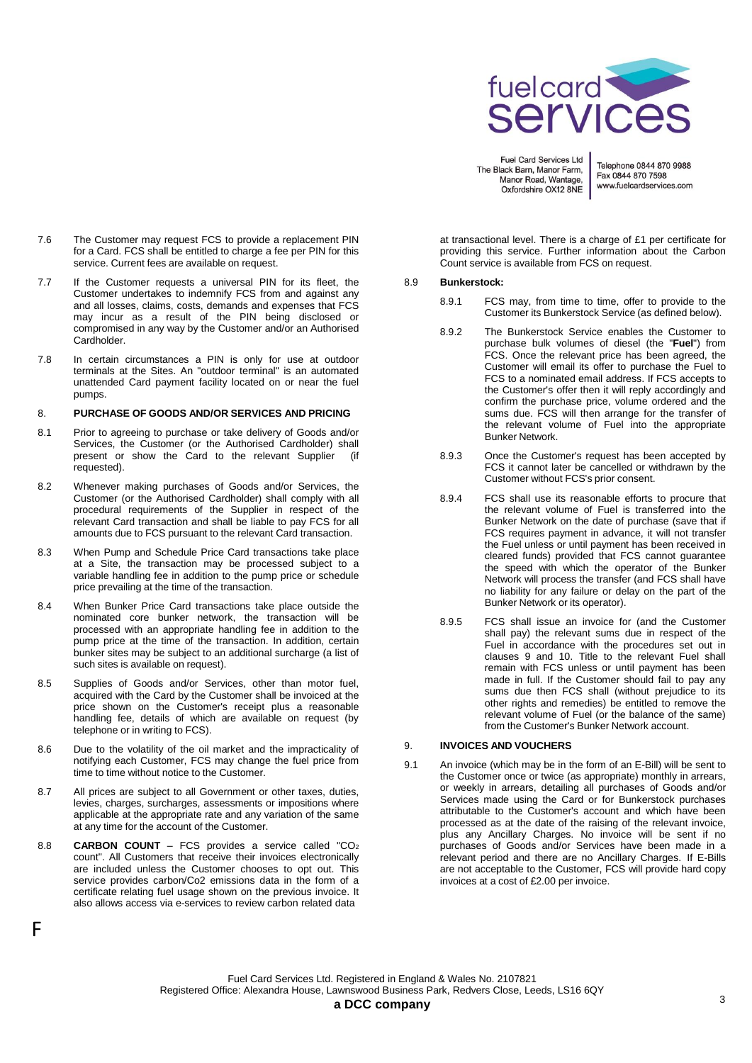7.6 The Customer may request FCS to provide a replacement PIN for a Card. FCS shall be entitled to charge a fee per PIN for this service. Current fees are available on request.

7.7 If the Customer requests a universal PIN for its fleet, the Customer undertakes to indemnify FCS from and against any and all losses, claims, costs, demands and expenses that FCS may incur as a result of the PIN being disclosed or compromised in any way by the Customer and/or an Authorised Cardholder.

7.8 In certain circumstances a PIN is only for use at outdoor terminals at the Sites. An "outdoor terminal" is an automated unattended Card payment facility located on or near the fuel pumps.

## 8. PURCHASE OF GOODS AND/OR SERVICES AND PRICING

8.1 Prior to agreeing to purchase or take delivery of Goods and/or Services, the Customer (or the Authorised Cardholder) shall present or show the Card to the relevant Supplier (if requested).

8.2 Whenever making purchases of Goods and/or Services, the Customer (or the Authorised Cardholder) shall comply with all procedural requirements of the Supplier in respect of the relevant Card transaction and shall be liable to pay FCS for all amounts due to FCS pursuant to the relevant Card transaction.

8.3 When Pump and Schedule Price Card transactions take place at a Site, the transaction may be processed subject to a variable handling fee in addition to the pump price or schedule price prevailing at the time of the transaction.

8.4 When Bunker Price Card transactions take place outside the nominated core bunker network, the transaction will be processed with an appropriate handling fee in addition to the pump price at the time of the transaction. In addition, certain bunker sites may be subject to an additional surcharge (a list of such sites is available on request).

8.5 Supplies of Goods and/or Services, other than motor fuel, acquired with the Card by the Customer shall be invoiced at the price shown on the Customer's receipt plus a reasonable handling fee, details of which are available on request (by telephone or in writing to FCS).

8.6 Due to the volatility of the oil market and the impracticality of notifying each Customer, FCS may change the fuel price from time to time without notice to the Customer.

8.7 All prices are subject to all Government or other taxes, duties, levies, charges, surcharges, assessments or impositions where applicable at the appropriate rate and any variation of the same at any time for the account of the Customer.

8.8 **CARBON COUNT** – FCS provides a service called "$CO_2$ count". All Customers that receive their invoices electronically are included unless the Customer chooses to opt out. This service provides carbon/Co2 emissions data in the form of a certificate relating fuel usage shown on the previous invoice. It also allows access via e-services to review carbon related data at transactional level. There is a charge of £1 per certificate for providing this service. Further information about the Carbon Count service is available from FCS on request.

8.9 **Bunkerstock:**

8.9.1 FCS may, from time to time, offer to provide to the Customer its Bunkerstock Service (as defined below).

8.9.2 The Bunkerstock Service enables the Customer to purchase bulk volumes of diesel (the "**Fuel**") from FCS. Once the relevant price has been agreed, the Customer will email its offer to purchase the Fuel to FCS to a nominated email address. If FCS accepts to the Customer's offer then it will reply accordingly and confirm the purchase price, volume ordered and the sums due. FCS will then arrange for the transfer of the relevant volume of Fuel into the appropriate Bunker Network.

8.9.3 Once the Customer's request has been accepted by FCS it cannot later be cancelled or withdrawn by the Customer without FCS's prior consent.

8.9.4 FCS shall use its reasonable efforts to procure that the relevant volume of Fuel is transferred into the Bunker Network on the date of purchase (save that if FCS requires payment in advance, it will not transfer the Fuel unless or until payment has been received in cleared funds) provided that FCS cannot guarantee the speed with which the operator of the Bunker Network will process the transfer (and FCS shall have no liability for any failure or delay on the part of the Bunker Network or its operator).

8.9.5 FCS shall issue an invoice for (and the Customer shall pay) the relevant sums due in respect of the Fuel in accordance with the procedures set out in clauses 9 and 10. Title to the relevant Fuel shall remain with FCS unless or until payment has been made in full. If the Customer should fail to pay any sums due then FCS shall (without prejudice to its other rights and remedies) be entitled to remove the relevant volume of Fuel (or the balance of the same) from the Customer's Bunker Network account.

## 9. INVOICES AND VOUCHERS

9.1 An invoice (which may be in the form of an E-Bill) will be sent to the Customer once or twice (as appropriate) monthly in arrears, or weekly in arrears, detailing all purchases of Goods and/or Services made using the Card or for Bunkerstock purchases attributable to the Customer's account and which have been processed as at the date of the raising of the relevant invoice, plus any Ancillary Charges. No invoice will be sent if no purchases of Goods and/or Services have been made in a relevant period and there are no Ancillary Charges. If E-Bills are not acceptable to the Customer, FCS will provide hard copy invoices at a cost of £2.00 per invoice.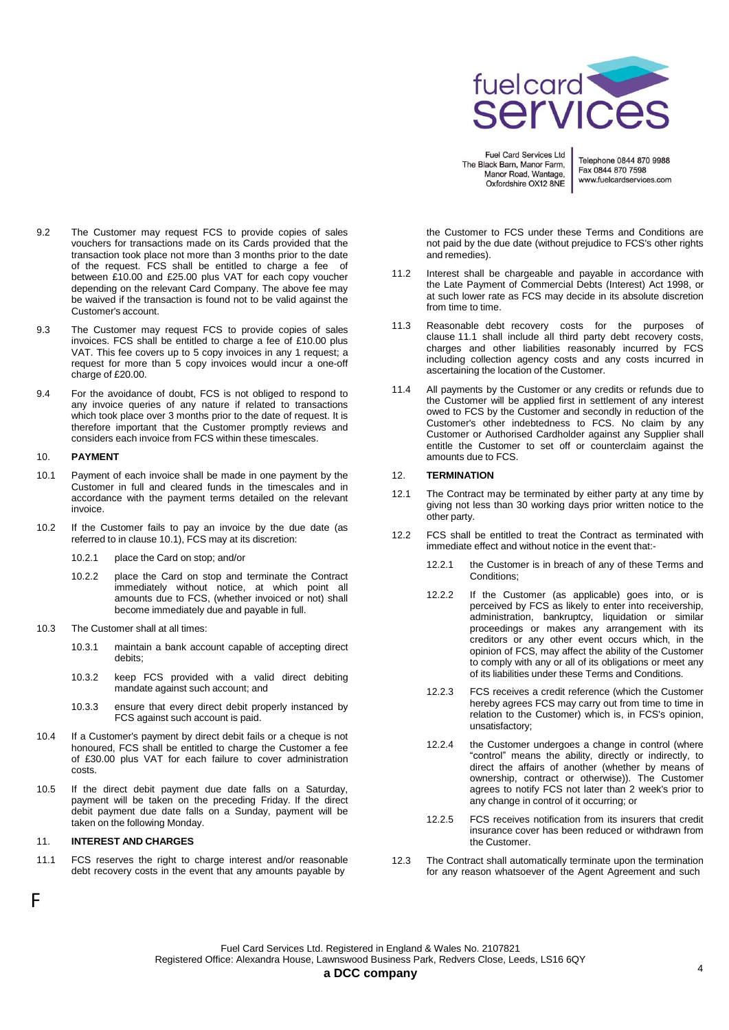9.2 The Customer may request FCS to provide copies of sales vouchers for transactions made on its Cards provided that the transaction took place not more than 3 months prior to the date of the request. FCS shall be entitled to charge a fee of between £10.00 and £25.00 plus VAT for each copy voucher depending on the relevant Card Company. The above fee may be waived if the transaction is found not to be valid against the Customer's account.

9.3 The Customer may request FCS to provide copies of sales invoices. FCS shall be entitled to charge a fee of £10.00 plus VAT. This fee covers up to 5 copy invoices in any 1 request; a request for more than 5 copy invoices would incur a one-off charge of £20.00.

9.4 For the avoidance of doubt, FCS is not obliged to respond to any invoice queries of any nature if related to transactions which took place over 3 months prior to the date of request. It is therefore important that the Customer promptly reviews and considers each invoice from FCS within these timescales.

## 10. PAYMENT

10.1 Payment of each invoice shall be made in one payment by the Customer in full and cleared funds in the timescales and in accordance with the payment terms detailed on the relevant invoice.

10.2 If the Customer fails to pay an invoice by the due date (as referred to in clause 10.1), FCS may at its discretion:

- 10.2.1 place the Card on stop; and/or
- 10.2.2 place the Card on stop and terminate the Contract immediately without notice, at which point all amounts due to FCS, (whether invoiced or not) shall become immediately due and payable in full.

10.3 The Customer shall at all times:

- 10.3.1 maintain a bank account capable of accepting direct debits;
- 10.3.2 keep FCS provided with a valid direct debiting mandate against such account; and
- 10.3.3 ensure that every direct debit properly instanced by FCS against such account is paid.

10.4 If a Customer's payment by direct debit fails or a cheque is not honoured, FCS shall be entitled to charge the Customer a fee of £30.00 plus VAT for each failure to cover administration costs.

10.5 If the direct debit payment due date falls on a Saturday, payment will be taken on the preceding Friday. If the direct debit payment due date falls on a Sunday, payment will be taken on the following Monday.

## 11. INTEREST AND CHARGES

11.1 FCS reserves the right to charge interest and/or reasonable debt recovery costs in the event that any amounts payable by the Customer to FCS under these Terms and Conditions are not paid by the due date (without prejudice to FCS's other rights and remedies).

11.2 Interest shall be chargeable and payable in accordance with the Late Payment of Commercial Debts (Interest) Act 1998, or at such lower rate as FCS may decide in its absolute discretion from time to time.

11.3 Reasonable debt recovery costs for the purposes of clause 11.1 shall include all third party debt recovery costs, charges and other liabilities reasonably incurred by FCS including collection agency costs and any costs incurred in ascertaining the location of the Customer.

11.4 All payments by the Customer or any credits or refunds due to the Customer will be applied first in settlement of any interest owed to FCS by the Customer and secondly in reduction of the Customer's other indebtedness to FCS. No claim by any Customer or Authorised Cardholder against any Supplier shall entitle the Customer to set off or counterclaim against the amounts due to FCS.

## 12. TERMINATION

12.1 The Contract may be terminated by either party at any time by giving not less than 30 working days prior written notice to the other party.

12.2 FCS shall be entitled to treat the Contract as terminated with immediate effect and without notice in the event that:-

- 12.2.1 the Customer is in breach of any of these Terms and Conditions;
- 12.2.2 If the Customer (as applicable) goes into, or is perceived by FCS as likely to enter into receivership, administration, bankruptcy, liquidation or similar proceedings or makes any arrangement with its creditors or any other event occurs which, in the opinion of FCS, may affect the ability of the Customer to comply with any or all of its obligations or meet any of its liabilities under these Terms and Conditions.
- 12.2.3 FCS receives a credit reference (which the Customer hereby agrees FCS may carry out from time to time in relation to the Customer) which is, in FCS's opinion, unsatisfactory;
- 12.2.4 the Customer undergoes a change in control (where "control" means the ability, directly or indirectly, to direct the affairs of another (whether by means of ownership, contract or otherwise)). The Customer agrees to notify FCS not later than 2 week's prior to any change in control of it occurring; or
- 12.2.5 FCS receives notification from its insurers that credit insurance cover has been reduced or withdrawn from the Customer.

12.3 The Contract shall automatically terminate upon the termination for any reason whatsoever of the Agent Agreement and such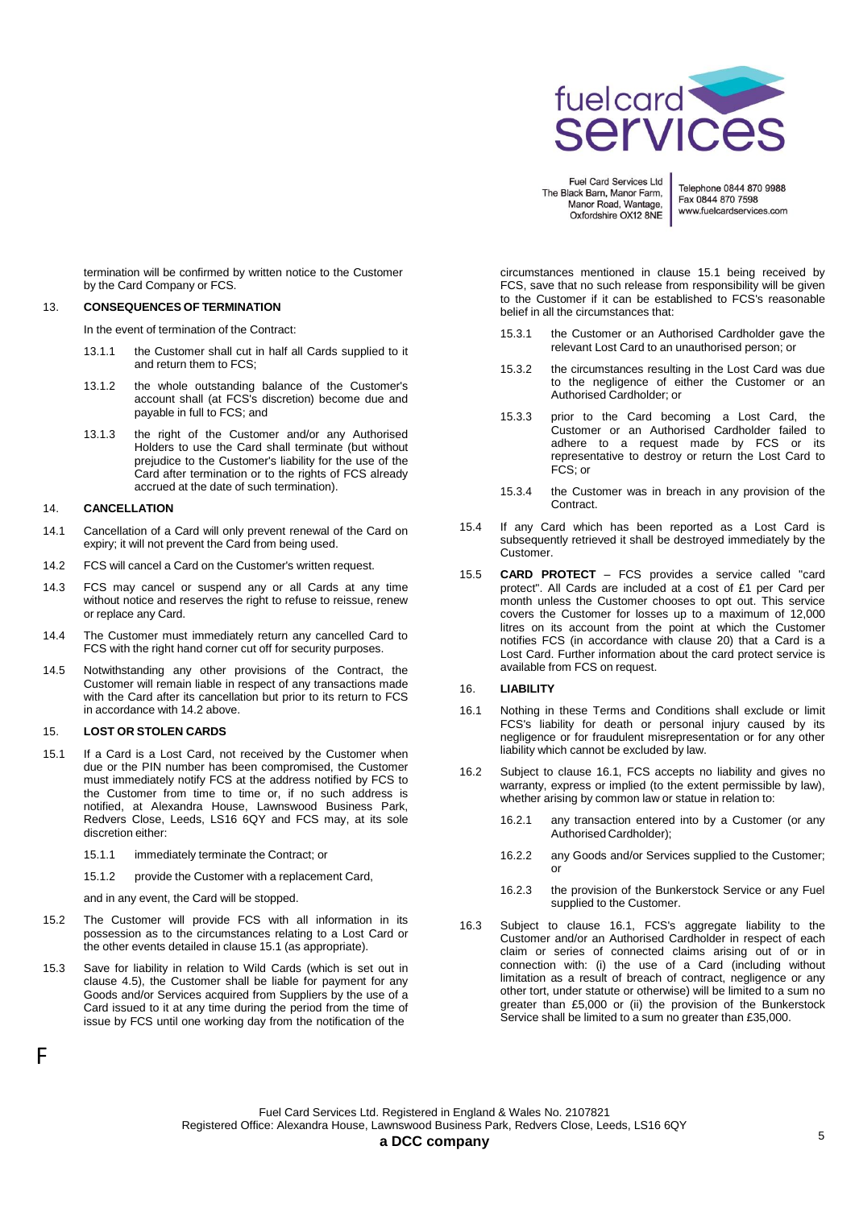termination will be confirmed by written notice to the Customer by the Card Company or FCS.

## 13. CONSEQUENCES OF TERMINATION

In the event of termination of the Contract:

13.1.1 the Customer shall cut in half all Cards supplied to it and return them to FCS;

13.1.2 the whole outstanding balance of the Customer's account shall (at FCS's discretion) become due and payable in full to FCS; and

13.1.3 the right of the Customer and/or any Authorised Holders to use the Card shall terminate (but without prejudice to the Customer's liability for the use of the Card after termination or to the rights of FCS already accrued at the date of such termination).

## 14. CANCELLATION

14.1 Cancellation of a Card will only prevent renewal of the Card on expiry; it will not prevent the Card from being used.

14.2 FCS will cancel a Card on the Customer's written request.

14.3 FCS may cancel or suspend any or all Cards at any time without notice and reserves the right to refuse to reissue, renew or replace any Card.

14.4 The Customer must immediately return any cancelled Card to FCS with the right hand corner cut off for security purposes.

14.5 Notwithstanding any other provisions of the Contract, the Customer will remain liable in respect of any transactions made with the Card after its cancellation but prior to its return to FCS in accordance with 14.2 above.

## 15. LOST OR STOLEN CARDS

15.1 If a Card is a Lost Card, not received by the Customer when due or the PIN number has been compromised, the Customer must immediately notify FCS at the address notified by FCS to the Customer from time to time or, if no such address is notified, at Alexandra House, Lawnswood Business Park, Redvers Close, Leeds, LS16 6QY and FCS may, at its sole discretion either:

15.1.1 immediately terminate the Contract; or

15.1.2 provide the Customer with a replacement Card,

and in any event, the Card will be stopped.

15.2 The Customer will provide FCS with all information in its possession as to the circumstances relating to a Lost Card or the other events detailed in clause 15.1 (as appropriate).

15.3 Save for liability in relation to Wild Cards (which is set out in clause 4.5), the Customer shall be liable for payment for any Goods and/or Services acquired from Suppliers by the use of a Card issued to it at any time during the period from the time of issue by FCS until one working day from the notification of the circumstances mentioned in clause 15.1 being received by FCS, save that no such release from responsibility will be given to the Customer if it can be established to FCS's reasonable belief in all the circumstances that:

15.3.1 the Customer or an Authorised Cardholder gave the relevant Lost Card to an unauthorised person; or

15.3.2 the circumstances resulting in the Lost Card was due to the negligence of either the Customer or an Authorised Cardholder; or

15.3.3 prior to the Card becoming a Lost Card, the Customer or an Authorised Cardholder failed to adhere to a request made by FCS or its representative to destroy or return the Lost Card to FCS; or

15.3.4 the Customer was in breach in any provision of the Contract.

15.4 If any Card which has been reported as a Lost Card is subsequently retrieved it shall be destroyed immediately by the Customer.

15.5 **CARD PROTECT** – FCS provides a service called "card protect". All Cards are included at a cost of £1 per Card per month unless the Customer chooses to opt out. This service covers the Customer for losses up to a maximum of 12,000 litres on its account from the point at which the Customer notifies FCS (in accordance with clause 20) that a Card is a Lost Card. Further information about the card protect service is available from FCS on request.

## 16. LIABILITY

16.1 Nothing in these Terms and Conditions shall exclude or limit FCS's liability for death or personal injury caused by its negligence or for fraudulent misrepresentation or for any other liability which cannot be excluded by law.

16.2 Subject to clause 16.1, FCS accepts no liability and gives no warranty, express or implied (to the extent permissible by law), whether arising by common law or statue in relation to:

16.2.1 any transaction entered into by a Customer (or any Authorised Cardholder);

16.2.2 any Goods and/or Services supplied to the Customer; or

16.2.3 the provision of the Bunkerstock Service or any Fuel supplied to the Customer.

16.3 Subject to clause 16.1, FCS's aggregate liability to the Customer and/or an Authorised Cardholder in respect of each claim or series of connected claims arising out of or in connection with: (i) the use of a Card (including without limitation as a result of breach of contract, negligence or any other tort, under statute or otherwise) will be limited to a sum no greater than £5,000 or (ii) the provision of the Bunkerstock Service shall be limited to a sum no greater than £35,000.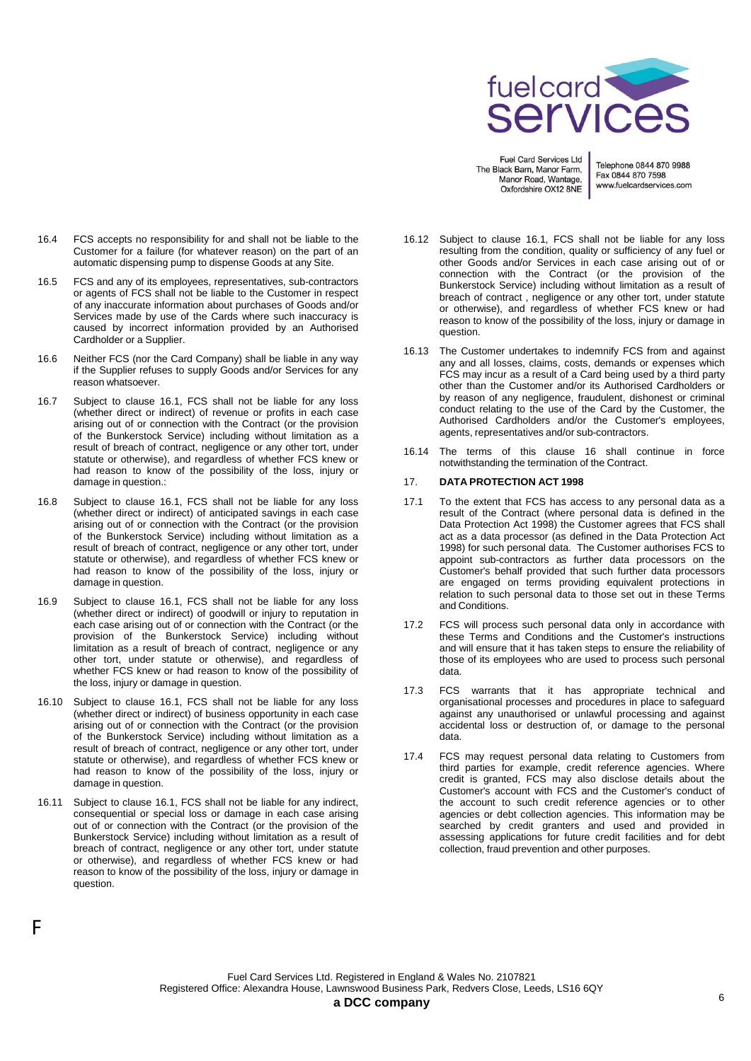16.4 FCS accepts no responsibility for and shall not be liable to the Customer for a failure (for whatever reason) on the part of an automatic dispensing pump to dispense Goods at any Site.

16.5 FCS and any of its employees, representatives, sub-contractors or agents of FCS shall not be liable to the Customer in respect of any inaccurate information about purchases of Goods and/or Services made by use of the Cards where such inaccuracy is caused by incorrect information provided by an Authorised Cardholder or a Supplier.

16.6 Neither FCS (nor the Card Company) shall be liable in any way if the Supplier refuses to supply Goods and/or Services for any reason whatsoever.

16.7 Subject to clause 16.1, FCS shall not be liable for any loss (whether direct or indirect) of revenue or profits in each case arising out of or in connection with the Contract (or the provision of the Bunkerstock Service) including without limitation as a result of breach of contract, negligence or any other tort, under statute or otherwise), and regardless of whether FCS knew or had reason to know of the possibility of the loss, injury or damage in question.:

16.8 Subject to clause 16.1, FCS shall not be liable for any loss (whether direct or indirect) of anticipated savings in each case arising out of or in connection with the Contract (or the provision of the Bunkerstock Service) including without limitation as a result of breach of contract, negligence or any other tort, under statute or otherwise), and regardless of whether FCS knew or had reason to know of the possibility of the loss, injury or damage in question.

16.9 Subject to clause 16.1, FCS shall not be liable for any loss (whether direct or indirect) of goodwill or injury to reputation in each case arising out of or in connection with the Contract (or the provision of the Bunkerstock Service) including without limitation as a result of breach of contract, negligence or any other tort, under statute or otherwise), and regardless of whether FCS knew or had reason to know of the possibility of the loss, injury or damage in question.

16.10 Subject to clause 16.1, FCS shall not be liable for any loss (whether direct or indirect) of business opportunity in each case arising out of or in connection with the Contract (or the provision of the Bunkerstock Service) including without limitation as a result of breach of contract, negligence or any other tort, under statute or otherwise), and regardless of whether FCS knew or had reason to know of the possibility of the loss, injury or damage in question.

16.11 Subject to clause 16.1, FCS shall not be liable for any indirect, consequential or special loss or damage in each case arising out of or in connection with the Contract (or the provision of the Bunkerstock Service) including without limitation as a result of breach of contract, negligence or any other tort, under statute or otherwise), and regardless of whether FCS knew or had reason to know of the possibility of the loss, injury or damage in question.

16.12 Subject to clause 16.1, FCS shall not be liable for any loss resulting from the condition, quality or sufficiency of any fuel or other Goods and/or Services in each case arising out of or connection with the Contract (or the provision of the Bunkerstock Service) including without limitation as a result of breach of contract , negligence or any other tort, under statute or otherwise), and regardless of whether FCS knew or had reason to know of the possibility of the loss, injury or damage in question.

16.13 The Customer undertakes to indemnify FCS from and against any and all losses, claims, costs, demands or expenses which FCS may incur as a result of a Card being used by a third party other than the Customer and/or its Authorised Cardholders or by reason of any negligence, fraudulent, dishonest or criminal conduct relating to the use of the Card by the Customer, the Authorised Cardholders and/or the Customer's employees, agents, representatives and/or sub-contractors.

16.14 The terms of this clause 16 shall continue in force notwithstanding the termination of the Contract.

## 17. DATA PROTECTION ACT 1998

17.1 To the extent that FCS has access to any personal data as a result of the Contract (where personal data is defined in the Data Protection Act 1998) the Customer agrees that FCS shall act as a data processor (as defined in the Data Protection Act 1998) for such personal data. The Customer authorises FCS to appoint sub-contractors as further data processors on the Customer's behalf provided that such further data processors are engaged on terms providing equivalent protections in relation to such personal data to those set out in these Terms and Conditions.

17.2 FCS will process such personal data only in accordance with these Terms and Conditions and the Customer's instructions and will ensure that it has taken steps to ensure the reliability of those of its employees who are used to process such personal data.

17.3 FCS warrants that it has appropriate technical and organisational processes and procedures in place to safeguard against any unauthorised or unlawful processing and against accidental loss or destruction of, or damage to the personal data.

17.4 FCS may request personal data relating to Customers from third parties for example, credit reference agencies. Where credit is granted, FCS may also disclose details about the Customer's account with FCS and the Customer's conduct of the account to such credit reference agencies or to other agencies or debt collection agencies. This information may be searched by credit granters and used and provided in assessing applications for future credit facilities and for debt collection, fraud prevention and other purposes.

F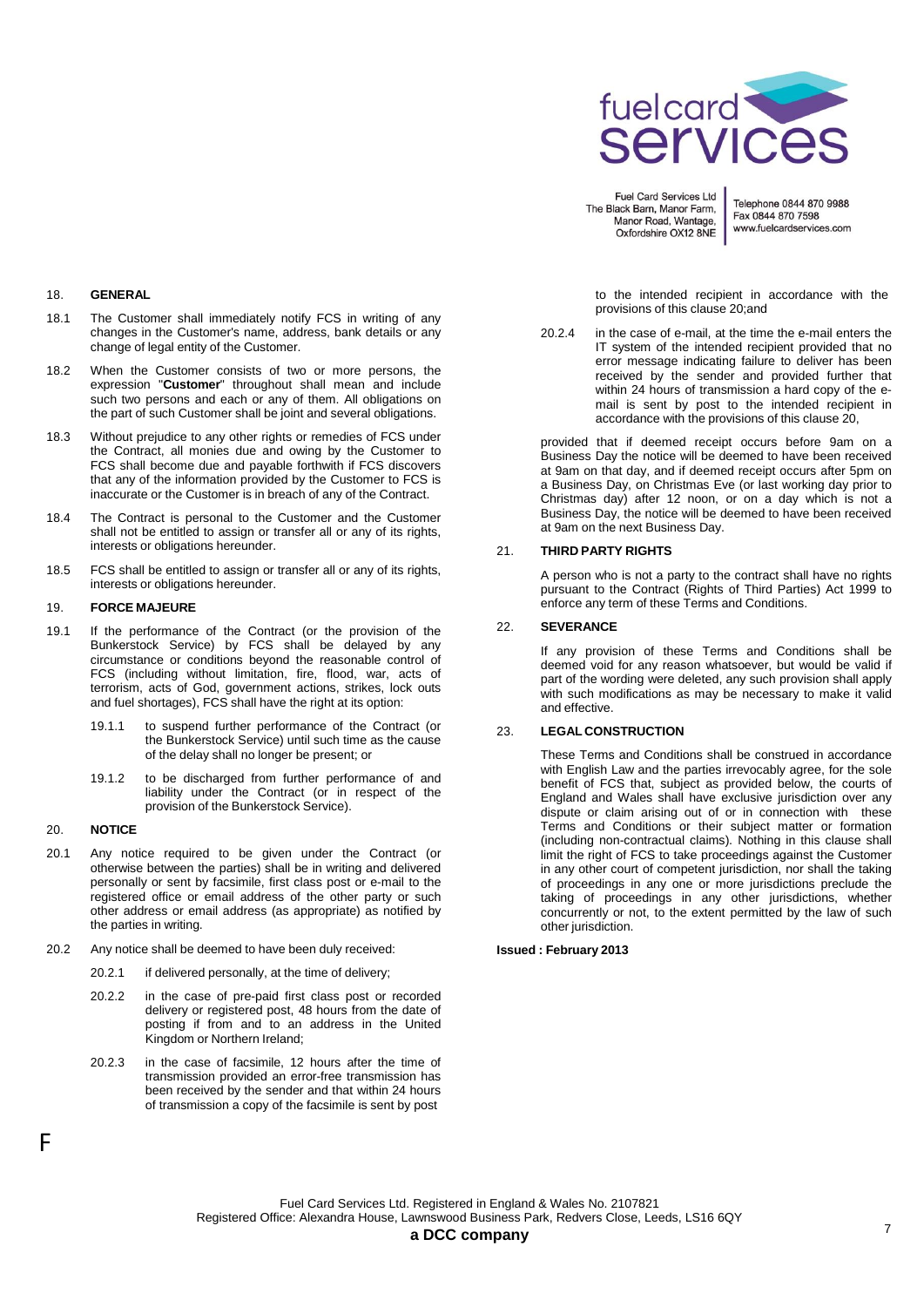## 18. GENERAL

18.1 The Customer shall immediately notify FCS in writing of any changes in the Customer's name, address, bank details or any change of legal entity of the Customer.

18.2 When the Customer consists of two or more persons, the expression "**Customer**" throughout shall mean and include such two persons and each or any of them. All obligations on the part of such Customer shall be joint and several obligations.

18.3 Without prejudice to any other rights or remedies of FCS under the Contract, all monies due and owing by the Customer to FCS shall become due and payable forthwith if FCS discovers that any of the information provided by the Customer to FCS is inaccurate or the Customer is in breach of any of the Contract.

18.4 The Contract is personal to the Customer and the Customer shall not be entitled to assign or transfer all or any of its rights, interests or obligations hereunder.

18.5 FCS shall be entitled to assign or transfer all or any of its rights, interests or obligations hereunder.

## 19. FORCE MAJEURE

19.1 If the performance of the Contract (or the provision of the Bunkerstock Service) by FCS shall be delayed by any circumstance or conditions beyond the reasonable control of FCS (including without limitation, fire, flood, war, acts of terrorism, acts of God, government actions, strikes, lock outs and fuel shortages), FCS shall have the right at its option:

19.1.1 to suspend further performance of the Contract (or the Bunkerstock Service) until such time as the cause of the delay shall no longer be present; or

19.1.2 to be discharged from further performance of and liability under the Contract (or in respect of the provision of the Bunkerstock Service).

## 20. NOTICE

20.1 Any notice required to be given under the Contract (or otherwise between the parties) shall be in writing and delivered personally or sent by facsimile, first class post or e-mail to the registered office or email address of the other party or such other address or email address (as appropriate) as notified by the parties in writing.

20.2 Any notice shall be deemed to have been duly received:

20.2.1 if delivered personally, at the time of delivery;

20.2.2 in the case of pre-paid first class post or recorded delivery or registered post, 48 hours from the date of posting if from and to an address in the United Kingdom or Northern Ireland;

20.2.3 in the case of facsimile, 12 hours after the time of transmission provided an error-free transmission has been received by the sender and that within 24 hours of transmission a copy of the facsimile is sent by post to the intended recipient in accordance with the provisions of this clause 20;and

20.2.4 in the case of e-mail, at the time the e-mail enters the IT system of the intended recipient provided that no error message indicating failure to deliver has been received by the sender and provided further that within 24 hours of transmission a hard copy of the e-mail is sent by post to the intended recipient in accordance with the provisions of this clause 20,

provided that if deemed receipt occurs before 9am on a Business Day the notice will be deemed to have been received at 9am on that day, and if deemed receipt occurs after 5pm on a Business Day, on Christmas Eve (or last working day prior to Christmas day) after 12 noon, or on a day which is not a Business Day, the notice will be deemed to have been received at 9am on the next Business Day.

## 21. THIRD PARTY RIGHTS

A person who is not a party to the contract shall have no rights pursuant to the Contract (Rights of Third Parties) Act 1999 to enforce any term of these Terms and Conditions.

## 22. SEVERANCE

If any provision of these Terms and Conditions shall be deemed void for any reason whatsoever, but would be valid if part of the wording were deleted, any such provision shall apply with such modifications as may be necessary to make it valid and effective.

## 23. LEGAL CONSTRUCTION

These Terms and Conditions shall be construed in accordance with English Law and the parties irrevocably agree, for the sole benefit of FCS that, subject as provided below, the courts of England and Wales shall have exclusive jurisdiction over any dispute or claim arising out of or in connection with these Terms and Conditions or their subject matter or formation (including non-contractual claims). Nothing in this clause shall limit the right of FCS to take proceedings against the Customer in any other court of competent jurisdiction, nor shall the taking of proceedings in any one or more jurisdictions preclude the taking of proceedings in any other jurisdictions, whether concurrently or not, to the extent permitted by the law of such other jurisdiction.

**Issued : February 2013**

F